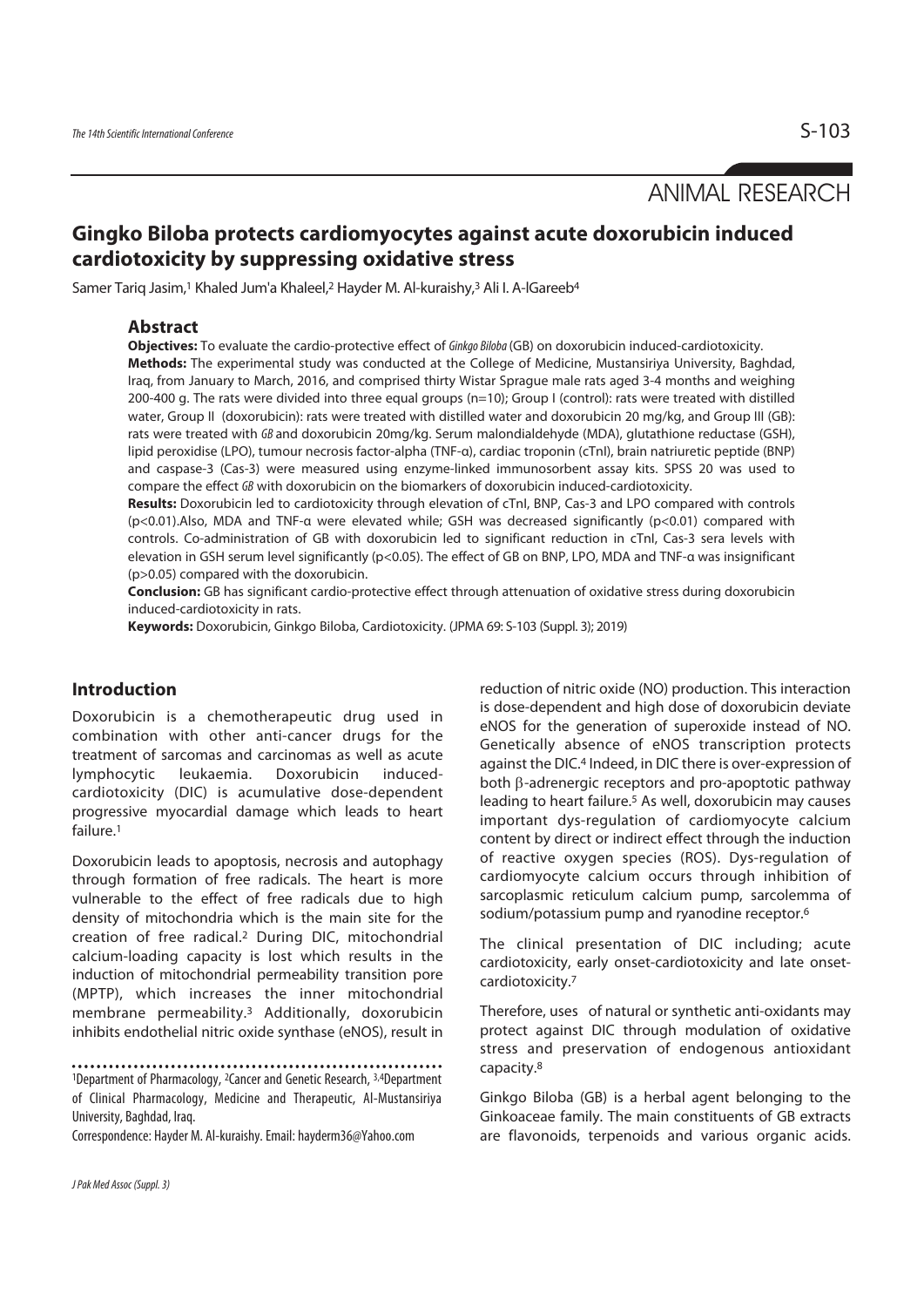ANIMAL RESEARCH

# Gingko Biloba protects cardiomyocytes against acute doxorubicin induced cardiotoxicity by suppressing oxidative stress

Samer Tariq Jasim,[1] Khaled Jum'a Khaleel,[2] Hayder M. Al-kuraishy,[3] Ali I. A-lGareeb[4]

## Abstract

**Objectives:** To evaluate the cardio-protective effect of *Ginkgo Biloba* (GB) on doxorubicin induced-cardiotoxicity.

**Methods:** The experimental study was conducted at the College of Medicine, Mustansiriya University, Baghdad, Iraq, from January to March, 2016, and comprised thirty Wistar Sprague male rats aged 3-4 months and weighing 200-400 g. The rats were divided into three equal groups (n=10); Group I (control): rats were treated with distilled water, Group II (doxorubicin): rats were treated with distilled water and doxorubicin 20 mg/kg, and Group III (GB): rats were treated with *GB* and doxorubicin 20mg/kg. Serum malondialdehyde (MDA), glutathione reductase (GSH), lipid peroxidise (LPO), tumour necrosis factor-alpha (TNF-α), cardiac troponin (cTnI), brain natriuretic peptide (BNP) and caspase-3 (Cas-3) were measured using enzyme-linked immunosorbent assay kits. SPSS 20 was used to compare the effect *GB* with doxorubicin on the biomarkers of doxorubicin induced-cardiotoxicity.

**Results:** Doxorubicin led to cardiotoxicity through elevation of cTnI, BNP, Cas-3 and LPO compared with controls ($p<0.01$).Also, MDA and TNF-α were elevated while; GSH was decreased significantly ($p<0.01$) compared with controls. Co-administration of GB with doxorubicin led to significant reduction in cTnI, Cas-3 sera levels with elevation in GSH serum level significantly ($p<0.05$). The effect of GB on BNP, LPO, MDA and TNF-α was insignificant ($p>0.05$) compared with the doxorubicin.

**Conclusion:** GB has significant cardio-protective effect through attenuation of oxidative stress during doxorubicin induced-cardiotoxicity in rats.

**Keywords:** Doxorubicin, Ginkgo Biloba, Cardiotoxicity. (JPMA 69: S-103 (Suppl. 3); 2019)

## Introduction

Doxorubicin is a chemotherapeutic drug used in combination with other anti-cancer drugs for the treatment of sarcomas and carcinomas as well as acute lymphocytic leukaemia. Doxorubicin induced-cardiotoxicity (DIC) is acumulative dose-dependent progressive myocardial damage which leads to heart failure.[1]

Doxorubicin leads to apoptosis, necrosis and autophagy through formation of free radicals. The heart is more vulnerable to the effect of free radicals due to high density of mitochondria which is the main site for the creation of free radical.[2] During DIC, mitochondrial calcium-loading capacity is lost which results in the induction of mitochondrial permeability transition pore (MPTP), which increases the inner mitochondrial membrane permeability.[3] Additionally, doxorubicin inhibits endothelial nitric oxide synthase (eNOS), result in reduction of nitric oxide (NO) production. This interaction is dose-dependent and high dose of doxorubicin deviate eNOS for the generation of superoxide instead of NO. Genetically absence of eNOS transcription protects against the DIC.[4] Indeed, in DIC there is over-expression of both β-adrenergic receptors and pro-apoptotic pathway leading to heart failure.[5] As well, doxorubicin may causes important dys-regulation of cardiomyocyte calcium content by direct or indirect effect through the induction of reactive oxygen species (ROS). Dys-regulation of cardiomyocyte calcium occurs through inhibition of sarcoplasmic reticulum calcium pump, sarcolemma of sodium/potassium pump and ryanodine receptor.[6]

The clinical presentation of DIC including; acute cardiotoxicity, early onset-cardiotoxicity and late onset-cardiotoxicity.[7]

Therefore, uses of natural or synthetic anti-oxidants may protect against DIC through modulation of oxidative stress and preservation of endogenous antioxidant capacity.[8]

Ginkgo Biloba (GB) is a herbal agent belonging to the Ginkoaceae family. The main constituents of GB extracts are flavonoids, terpenoids and various organic acids.

[1]Department of Pharmacology, [2]Cancer and Genetic Research, [3,4]Department of Clinical Pharmacology, Medicine and Therapeutic, Al-Mustansiriya University, Baghdad, Iraq.

Correspondence: Hayder M. Al-kuraishy. Email: hayderm36@Yahoo.com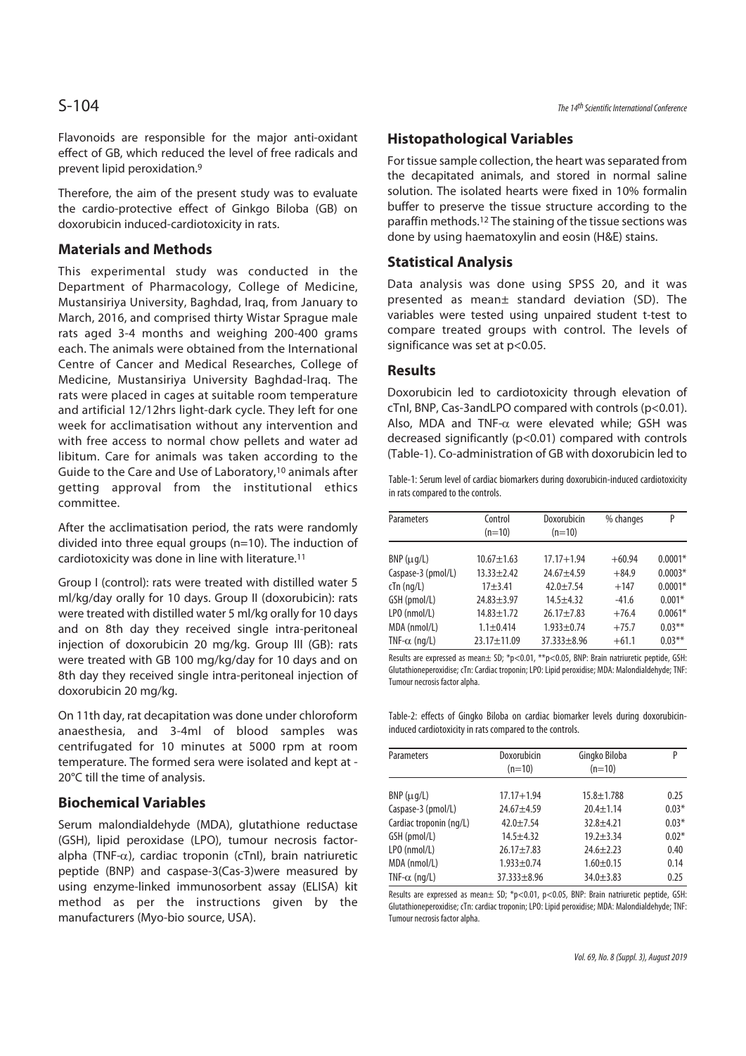Flavonoids are responsible for the major anti-oxidant effect of GB, which reduced the level of free radicals and prevent lipid peroxidation.[9]

Therefore, the aim of the present study was to evaluate the cardio-protective effect of Ginkgo Biloba (GB) on doxorubicin induced-cardiotoxicity in rats.

## Materials and Methods

This experimental study was conducted in the Department of Pharmacology, College of Medicine, Mustansiriya University, Baghdad, Iraq, from January to March, 2016, and comprised thirty Wistar Sprague male rats aged 3-4 months and weighing 200-400 grams each. The animals were obtained from the International Centre of Cancer and Medical Researches, College of Medicine, Mustansiriya University Baghdad-Iraq. The rats were placed in cages at suitable room temperature and artificial 12/12hrs light-dark cycle. They left for one week for acclimatisation without any intervention and with free access to normal chow pellets and water ad libitum. Care for animals was taken according to the Guide to the Care and Use of Laboratory,[10] animals after getting approval from the institutional ethics committee.

After the acclimatisation period, the rats were randomly divided into three equal groups (n=10). The induction of cardiotoxicity was done in line with literature.[11]

Group I (control): rats were treated with distilled water 5 ml/kg/day orally for 10 days. Group II (doxorubicin): rats were treated with distilled water 5 ml/kg orally for 10 days and on 8th day they received single intra-peritoneal injection of doxorubicin 20 mg/kg. Group III (GB): rats were treated with GB 100 mg/kg/day for 10 days and on 8th day they received single intra-peritoneal injection of doxorubicin 20 mg/kg.

On 11th day, rat decapitation was done under chloroform anaesthesia, and 3-4ml of blood samples was centrifugated for 10 minutes at 5000 rpm at room temperature. The formed sera were isolated and kept at -20°C till the time of analysis.

## Biochemical Variables

Serum malondialdehyde (MDA), glutathione reductase (GSH), lipid peroxidase (LPO), tumour necrosis factor-alpha (TNF-$\alpha$), cardiac troponin (cTnI), brain natriuretic peptide (BNP) and caspase-3(Cas-3)were measured by using enzyme-linked immunosorbent assay (ELISA) kit method as per the instructions given by the manufacturers (Myo-bio source, USA).

## Histopathological Variables

For tissue sample collection, the heart was separated from the decapitated animals, and stored in normal saline solution. The isolated hearts were fixed in 10% formalin buffer to preserve the tissue structure according to the paraffin methods.[12] The staining of the tissue sections was done by using haematoxylin and eosin (H&E) stains.

## Statistical Analysis

Data analysis was done using SPSS 20, and it was presented as mean± standard deviation (SD). The variables were tested using unpaired student t-test to compare treated groups with control. The levels of significance was set at p<0.05.

## Results

Doxorubicin led to cardiotoxicity through elevation of cTnI, BNP, Cas-3andLPO compared with controls (p<0.01). Also, MDA and TNF-$\alpha$ were elevated while; GSH was decreased significantly (p<0.01) compared with controls (Table-1). Co-administration of GB with doxorubicin led to

Table-1: Serum level of cardiac biomarkers during doxorubicin-induced cardiotoxicity in rats compared to the controls.

| Parameters | Control (n=10) | Doxorubicin (n=10) | % changes | P |
|---|---|---|---|---|
| BNP ($\mu$g/L) | 10.67±1.63 | 17.17+1.94 | +60.94 | 0.0001* |
| Caspase-3 (pmol/L) | 13.33±2.42 | 24.67±4.59 | +84.9 | 0.0003* |
| cTn (ng/L) | 17±3.41 | 42.0±7.54 | +147 | 0.0001* |
| GSH (pmol/L) | 24.83±3.97 | 14.5±4.32 | -41.6 | 0.001* |
| LPO (nmol/L) | 14.83±1.72 | 26.17±7.83 | +76.4 | 0.0061* |
| MDA (nmol/L) | 1.1±0.414 | 1.933±0.74 | +75.7 | 0.03** |
| TNF-$\alpha$ (ng/L) | 23.17±11.09 | 37.333±8.96 | +61.1 | 0.03** |

Results are expressed as mean± SD; *p<0.01, **p<0.05, BNP: Brain natriuretic peptide, GSH: Glutathioneperoxidise; cTn: Cardiac troponin; LPO: Lipid peroxidise; MDA: Malondialdehyde; TNF: Tumour necrosis factor alpha.

Table-2: effects of Gingko Biloba on cardiac biomarker levels during doxorubicin-induced cardiotoxicity in rats compared to the controls.

| Parameters | Doxorubicin (n=10) | Gingko Biloba (n=10) | P |
|---|---|---|---|
| BNP ($\mu$g/L) | 17.17+1.94 | 15.8±1.788 | 0.25 |
| Caspase-3 (pmol/L) | 24.67±4.59 | 20.4±1.14 | 0.03* |
| Cardiac troponin (ng/L) | 42.0±7.54 | 32.8±4.21 | 0.03* |
| GSH (pmol/L) | 14.5±4.32 | 19.2±3.34 | 0.02* |
| LPO (nmol/L) | 26.17±7.83 | 24.6±2.23 | 0.40 |
| MDA (nmol/L) | 1.933±0.74 | 1.60±0.15 | 0.14 |
| TNF-$\alpha$ (ng/L) | 37.333±8.96 | 34.0±3.83 | 0.25 |

Results are expressed as mean± SD; *p<0.01, p<0.05, BNP: Brain natriuretic peptide, GSH: Glutathioneperoxidise; cTn: cardiac troponin; LPO: Lipid peroxidise; MDA: Malondialdehyde; TNF: Tumour necrosis factor alpha.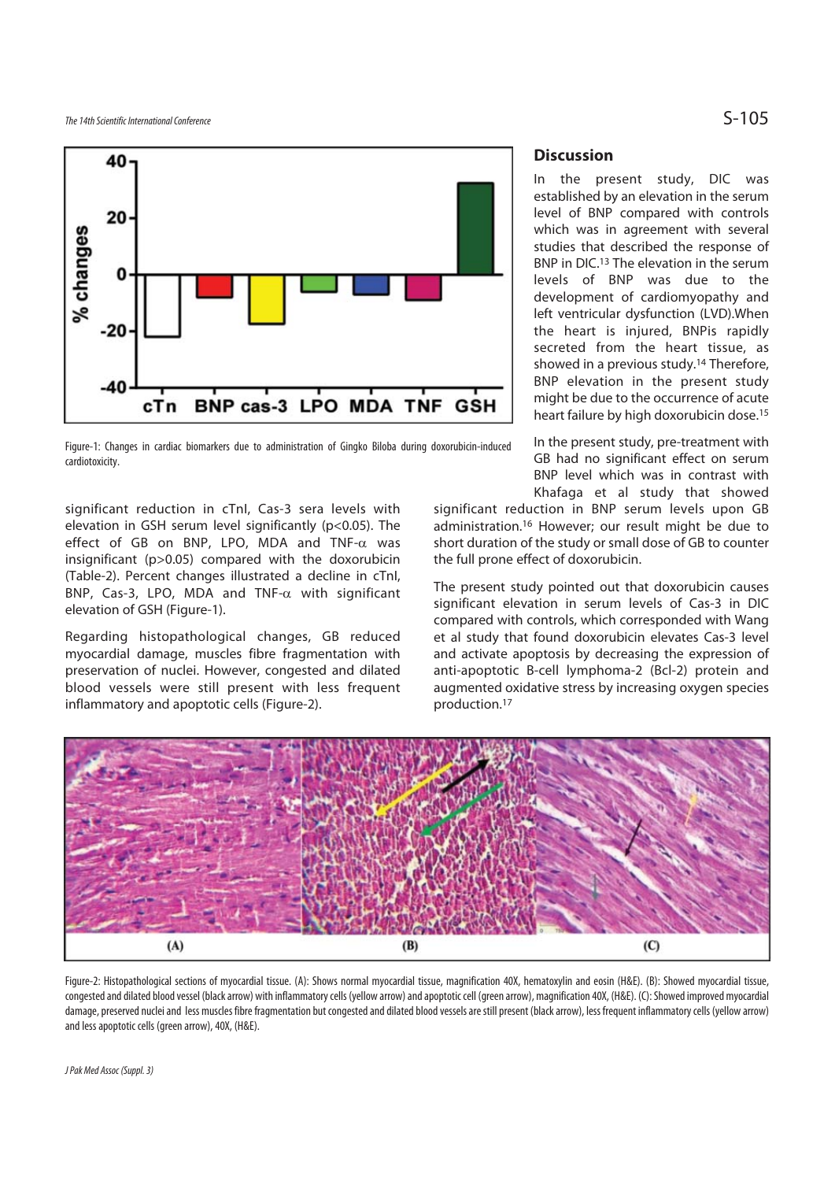Figure-1: Changes in cardiac biomarkers due to administration of Gingko Biloba during doxorubicin-induced cardiotoxicity.

significant reduction in cTnI, Cas-3 sera levels with elevation in GSH serum level significantly ($p<0.05$). The effect of GB on BNP, LPO, MDA and TNF-$\alpha$ was insignificant ($p>0.05$) compared with the doxorubicin (Table-2). Percent changes illustrated a decline in cTnI, BNP, Cas-3, LPO, MDA and TNF-$\alpha$ with significant elevation of GSH (Figure-1).

Regarding histopathological changes, GB reduced myocardial damage, muscles fibre fragmentation with preservation of nuclei. However, congested and dilated blood vessels were still present with less frequent inflammatory and apoptotic cells (Figure-2).

## Discussion

In the present study, DIC was established by an elevation in the serum level of BNP compared with controls which was in agreement with several studies that described the response of BNP in DIC.[13] The elevation in the serum levels of BNP was due to the development of cardiomyopathy and left ventricular dysfunction (LVD).When the heart is injured, BNPis rapidly secreted from the heart tissue, as showed in a previous study.[14] Therefore, BNP elevation in the present study might be due to the occurrence of acute heart failure by high doxorubicin dose.[15]

In the present study, pre-treatment with GB had no significant effect on serum BNP level which was in contrast with Khafaga et al study that showed significant reduction in BNP serum levels upon GB administration.[16] However; our result might be due to short duration of the study or small dose of GB to counter the full prone effect of doxorubicin.

The present study pointed out that doxorubicin causes significant elevation in serum levels of Cas-3 in DIC compared with controls, which corresponded with Wang et al study that found doxorubicin elevates Cas-3 level and activate apoptosis by decreasing the expression of anti-apoptotic B-cell lymphoma-2 (Bcl-2) protein and augmented oxidative stress by increasing oxygen species production.[17]

Figure-2: Histopathological sections of myocardial tissue. (A): Shows normal myocardial tissue, magnification 40X, hematoxylin and eosin (H&E). (B): Showed myocardial tissue, congested and dilated blood vessel (black arrow) with inflammatory cells (yellow arrow) and apoptotic cell (green arrow), magnification 40X, (H&E). (C): Showed improved myocardial damage, preserved nuclei and less muscles fibre fragmentation but congested and dilated blood vessels are still present (black arrow), less frequent inflammatory cells (yellow arrow) and less apoptotic cells (green arrow), 40X, (H&E).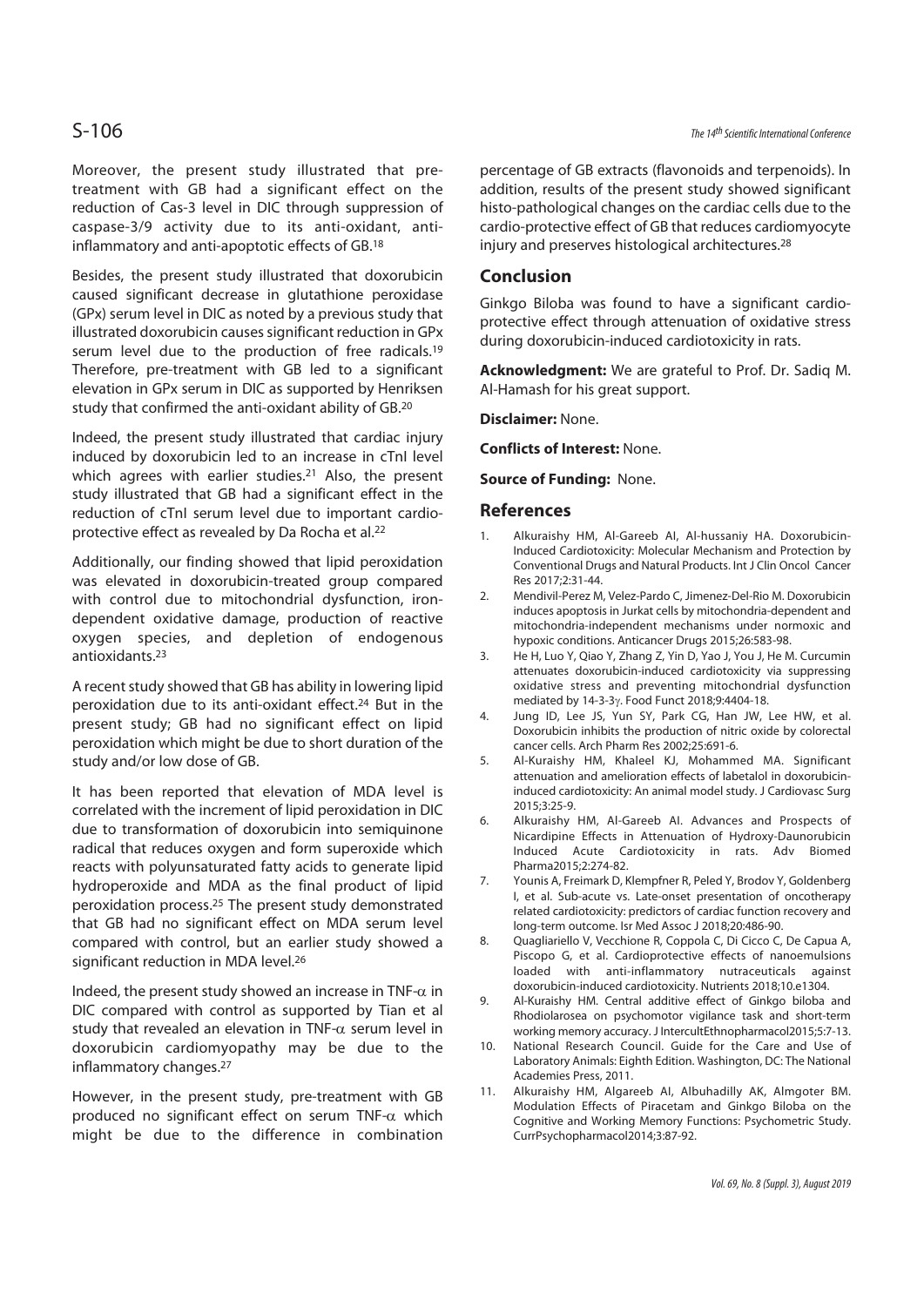Moreover, the present study illustrated that pre-treatment with GB had a significant effect on the reduction of Cas-3 level in DIC through suppression of caspase-3/9 activity due to its anti-oxidant, anti-inflammatory and anti-apoptotic effects of GB.[18]

Besides, the present study illustrated that doxorubicin caused significant decrease in glutathione peroxidase (GPx) serum level in DIC as noted by a previous study that illustrated doxorubicin causes significant reduction in GPx serum level due to the production of free radicals.[19] Therefore, pre-treatment with GB led to a significant elevation in GPx serum in DIC as supported by Henriksen study that confirmed the anti-oxidant ability of GB.[20]

Indeed, the present study illustrated that cardiac injury induced by doxorubicin led to an increase in cTnI level which agrees with earlier studies.[21] Also, the present study illustrated that GB had a significant effect in the reduction of cTnI serum level due to important cardio-protective effect as revealed by Da Rocha et al.[22]

Additionally, our finding showed that lipid peroxidation was elevated in doxorubicin-treated group compared with control due to mitochondrial dysfunction, iron-dependent oxidative damage, production of reactive oxygen species, and depletion of endogenous antioxidants.[23]

A recent study showed that GB has ability in lowering lipid peroxidation due to its anti-oxidant effect.[24] But in the present study; GB had no significant effect on lipid peroxidation which might be due to short duration of the study and/or low dose of GB.

It has been reported that elevation of MDA level is correlated with the increment of lipid peroxidation in DIC due to transformation of doxorubicin into semiquinone radical that reduces oxygen and form superoxide which reacts with polyunsaturated fatty acids to generate lipid hydroperoxide and MDA as the final product of lipid peroxidation process.[25] The present study demonstrated that GB had no significant effect on MDA serum level compared with control, but an earlier study showed a significant reduction in MDA level.[26]

Indeed, the present study showed an increase in TNF-$\alpha$ in DIC compared with control as supported by Tian et al study that revealed an elevation in TNF-$\alpha$ serum level in doxorubicin cardiomyopathy may be due to the inflammatory changes.[27]

However, in the present study, pre-treatment with GB produced no significant effect on serum TNF-$\alpha$ which might be due to the difference in combination percentage of GB extracts (flavonoids and terpenoids). In addition, results of the present study showed significant histo-pathological changes on the cardiac cells due to the cardio-protective effect of GB that reduces cardiomyocyte injury and preserves histological architectures.[28]

## Conclusion

Ginkgo Biloba was found to have a significant cardio-protective effect through attenuation of oxidative stress during doxorubicin-induced cardiotoxicity in rats.

**Acknowledgment:** We are grateful to Prof. Dr. Sadiq M. Al-Hamash for his great support.

**Disclaimer:** None.

**Conflicts of Interest:** None.

**Source of Funding:** None.

## References

1. Alkuraishy HM, Al-Gareeb AI, Al-hussaniy HA. Doxorubicin-Induced Cardiotoxicity: Molecular Mechanism and Protection by Conventional Drugs and Natural Products. Int J Clin Oncol Cancer Res 2017;2:31-44.
2. Mendivil-Perez M, Velez-Pardo C, Jimenez-Del-Rio M. Doxorubicin induces apoptosis in Jurkat cells by mitochondria-dependent and mitochondria-independent mechanisms under normoxic and hypoxic conditions. Anticancer Drugs 2015;26:583-98.
3. He H, Luo Y, Qiao Y, Zhang Z, Yin D, Yao J, You J, He M. Curcumin attenuates doxorubicin-induced cardiotoxicity via suppressing oxidative stress and preventing mitochondrial dysfunction mediated by 14-3-3γ. Food Funct 2018;9:4404-18.
4. Jung ID, Lee JS, Yun SY, Park CG, Han JW, Lee HW, et al. Doxorubicin inhibits the production of nitric oxide by colorectal cancer cells. Arch Pharm Res 2002;25:691-6.
5. Al-Kuraishy HM, Khaleel KJ, Mohammed MA. Significant attenuation and amelioration effects of labetalol in doxorubicin-induced cardiotoxicity: An animal model study. J Cardiovasc Surg 2015;3:25-9.
6. Alkuraishy HM, Al-Gareeb AI. Advances and Prospects of Nicardipine Effects in Attenuation of Hydroxy-Daunorubicin Induced Acute Cardiotoxicity in rats. Adv Biomed Pharma2015;2:274-82.
7. Younis A, Freimark D, Klempfner R, Peled Y, Brodov Y, Goldenberg I, et al. Sub-acute vs. Late-onset presentation of oncotherapy related cardiotoxicity: predictors of cardiac function recovery and long-term outcome. Isr Med Assoc J 2018;20:486-90.
8. Quagliariello V, Vecchione R, Coppola C, Di Cicco C, De Capua A, Piscopo G, et al. Cardioprotective effects of nanoemulsions loaded with anti-inflammatory nutraceuticals against doxorubicin-induced cardiotoxicity. Nutrients 2018;10.e1304.
9. Al-Kuraishy HM. Central additive effect of Ginkgo biloba and Rhodiolarosea on psychomotor vigilance task and short-term working memory accuracy. J InterculturEthnopharmacol2015;5:7-13.
10. National Research Council. Guide for the Care and Use of Laboratory Animals: Eighth Edition. Washington, DC: The National Academies Press, 2011.
11. Alkuraishy HM, Algareeb AI, Albuhadilly AK, Almgoter BM. Modulation Effects of Piracetam and Ginkgo Biloba on the Cognitive and Working Memory Functions: Psychometric Study. CurrPsychopharmacol2014;3:87-92.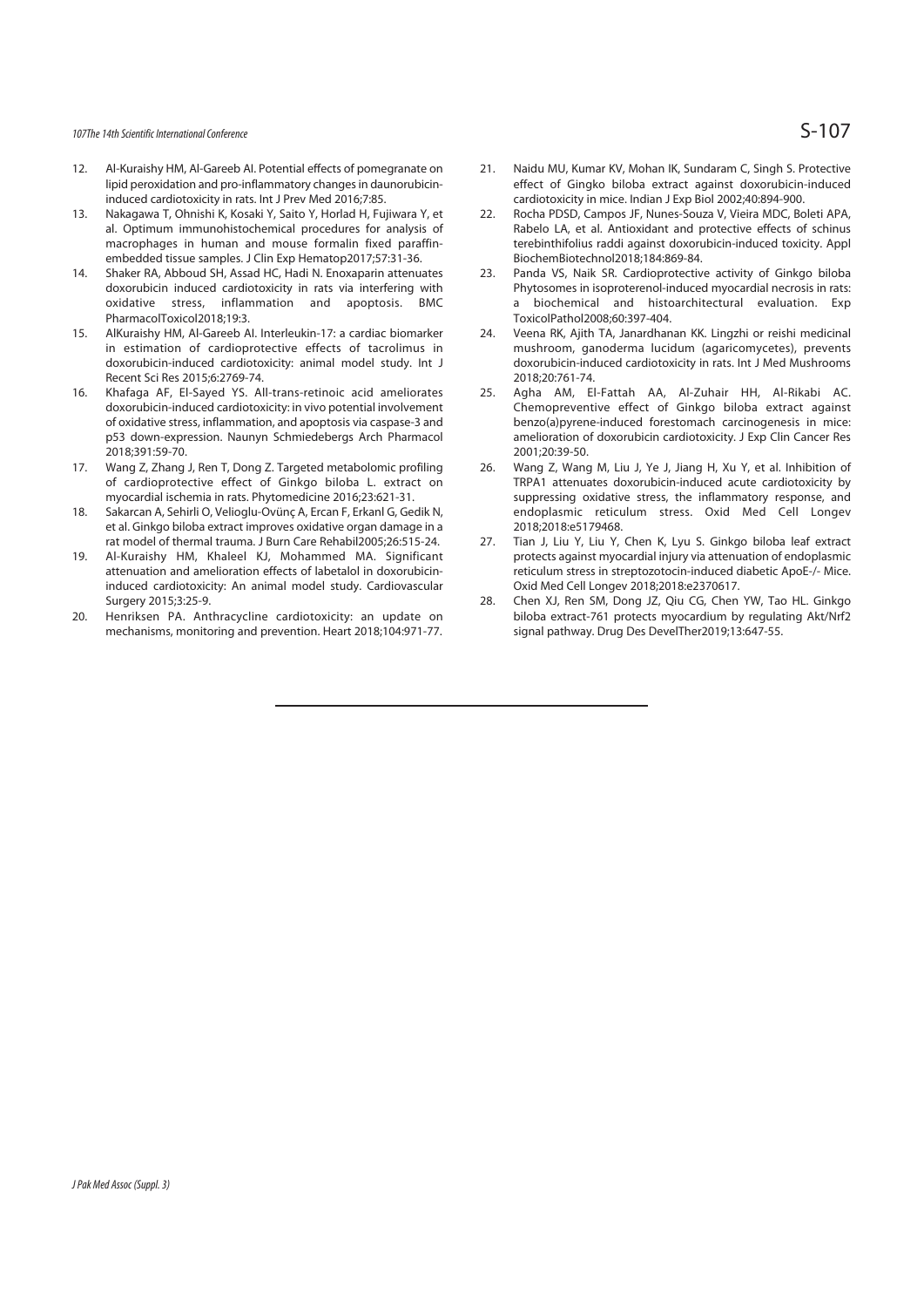12. Al-Kuraishy HM, Al-Gareeb AI. Potential effects of pomegranate on lipid peroxidation and pro-inflammatory changes in daunorubicin-induced cardiotoxicity in rats. Int J Prev Med 2016;7:85.
13. Nakagawa T, Ohnishi K, Kosaki Y, Saito Y, Horlad H, Fujiwara Y, et al. Optimum immunohistochemical procedures for analysis of macrophages in human and mouse formalin fixed paraffin-embedded tissue samples. J Clin Exp Hematop2017;57:31-36.
14. Shaker RA, Abboud SH, Assad HC, Hadi N. Enoxaparin attenuates doxorubicin induced cardiotoxicity in rats via interfering with oxidative stress, inflammation and apoptosis. BMC PharmacolToxicol2018;19:3.
15. AlKuraishy HM, Al-Gareeb AI. Interleukin-17: a cardiac biomarker in estimation of cardioprotective effects of tacrolimus in doxorubicin-induced cardiotoxicity: animal model study. Int J Recent Sci Res 2015;6:2769-74.
16. Khafaga AF, El-Sayed YS. All-trans-retinoic acid ameliorates doxorubicin-induced cardiotoxicity: in vivo potential involvement of oxidative stress, inflammation, and apoptosis via caspase-3 and p53 down-expression. Naunyn Schmiedebergs Arch Pharmacol 2018;391:59-70.
17. Wang Z, Zhang J, Ren T, Dong Z. Targeted metabolomic profiling of cardioprotective effect of Ginkgo biloba L. extract on myocardial ischemia in rats. Phytomedicine 2016;23:621-31.
18. Sakarcan A, Sehirli O, Velioglu-Ovünç A, Ercan F, Erkanl G, Gedik N, et al. Ginkgo biloba extract improves oxidative organ damage in a rat model of thermal trauma. J Burn Care Rehabil2005;26:515-24.
19. Al-Kuraishy HM, Khaleel KJ, Mohammed MA. Significant attenuation and amelioration effects of labetalol in doxorubicin-induced cardiotoxicity: An animal model study. Cardiovascular Surgery 2015;3:25-9.
20. Henriksen PA. Anthracycline cardiotoxicity: an update on mechanisms, monitoring and prevention. Heart 2018;104:971-77.
21. Naidu MU, Kumar KV, Mohan IK, Sundaram C, Singh S. Protective effect of Gingko biloba extract against doxorubicin-induced cardiotoxicity in mice. Indian J Exp Biol 2002;40:894-900.
22. Rocha PDSD, Campos JF, Nunes-Souza V, Vieira MDC, Boleti APA, Rabelo LA, et al. Antioxidant and protective effects of schinus terebinthifolius raddi against doxorubicin-induced toxicity. Appl BiochemBiotechnol2018;184:869-84.
23. Panda VS, Naik SR. Cardioprotective activity of Ginkgo biloba Phytosomes in isoproterenol-induced myocardial necrosis in rats: a biochemical and histoarchitectural evaluation. Exp ToxicolPathol2008;60:397-404.
24. Veena RK, Ajith TA, Janardhanan KK. Lingzhi or reishi medicinal mushroom, ganoderma lucidum (agaricomycetes), prevents doxorubicin-induced cardiotoxicity in rats. Int J Med Mushrooms 2018;20:761-74.
25. Agha AM, El-Fattah AA, Al-Zuhair HH, Al-Rikabi AC. Chemopreventive effect of Ginkgo biloba extract against benzo(a)pyrene-induced forestomach carcinogenesis in mice: amelioration of doxorubicin cardiotoxicity. J Exp Clin Cancer Res 2001;20:39-50.
26. Wang Z, Wang M, Liu J, Ye J, Jiang H, Xu Y, et al. Inhibition of TRPA1 attenuates doxorubicin-induced acute cardiotoxicity by suppressing oxidative stress, the inflammatory response, and endoplasmic reticulum stress. Oxid Med Cell Longev 2018;2018:e5179468.
27. Tian J, Liu Y, Liu Y, Chen K, Lyu S. Ginkgo biloba leaf extract protects against myocardial injury via attenuation of endoplasmic reticulum stress in streptozotocin-induced diabetic ApoE-/- Mice. Oxid Med Cell Longev 2018;2018:e2370617.
28. Chen XJ, Ren SM, Dong JZ, Qiu CG, Chen YW, Tao HL. Ginkgo biloba extract-761 protects myocardium by regulating Akt/Nrf2 signal pathway. Drug Des DevelTher2019;13:647-55.